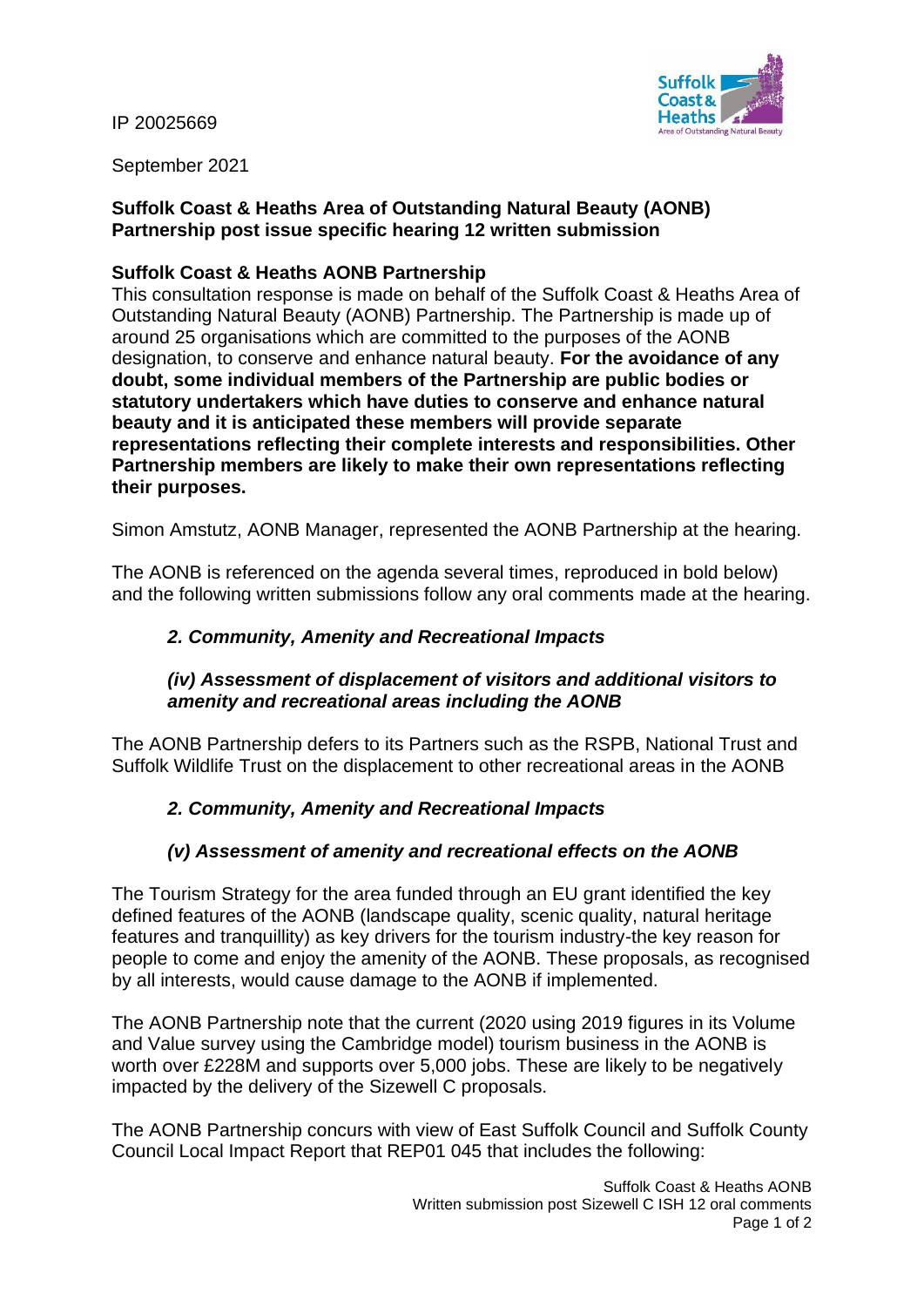IP 20025669

September 2021

**Suffolk Coast & Heaths Area of Outstanding Natural Beauty (AONB) Partnership post issue specific hearing 12 written submission**

**Suffolk Coast & Heaths AONB Partnership**

This consultation response is made on behalf of the Suffolk Coast & Heaths Area of Outstanding Natural Beauty (AONB) Partnership. The Partnership is made up of around 25 organisations which are committed to the purposes of the AONB designation, to conserve and enhance natural beauty. **For the avoidance of any doubt, some individual members of the Partnership are public bodies or statutory undertakers which have duties to conserve and enhance natural beauty and it is anticipated these members will provide separate representations reflecting their complete interests and responsibilities. Other Partnership members are likely to make their own representations reflecting their purposes.**

Simon Amstutz, AONB Manager, represented the AONB Partnership at the hearing.

The AONB is referenced on the agenda several times, reproduced in bold below) and the following written submissions follow any oral comments made at the hearing.

> ***2. Community, Amenity and Recreational Impacts***
>
> ***(iv) Assessment of displacement of visitors and additional visitors to amenity and recreational areas including the AONB***

The AONB Partnership defers to its Partners such as the RSPB, National Trust and Suffolk Wildlife Trust on the displacement to other recreational areas in the AONB

> ***2. Community, Amenity and Recreational Impacts***
>
> ***(v) Assessment of amenity and recreational effects on the AONB***

The Tourism Strategy for the area funded through an EU grant identified the key defined features of the AONB (landscape quality, scenic quality, natural heritage features and tranquillity) as key drivers for the tourism industry-the key reason for people to come and enjoy the amenity of the AONB. These proposals, as recognised by all interests, would cause damage to the AONB if implemented.

The AONB Partnership note that the current (2020 using 2019 figures in its Volume and Value survey using the Cambridge model) tourism business in the AONB is worth over £228M and supports over 5,000 jobs. These are likely to be negatively impacted by the delivery of the Sizewell C proposals.

The AONB Partnership concurs with view of East Suffolk Council and Suffolk County Council Local Impact Report that REP01 045 that includes the following: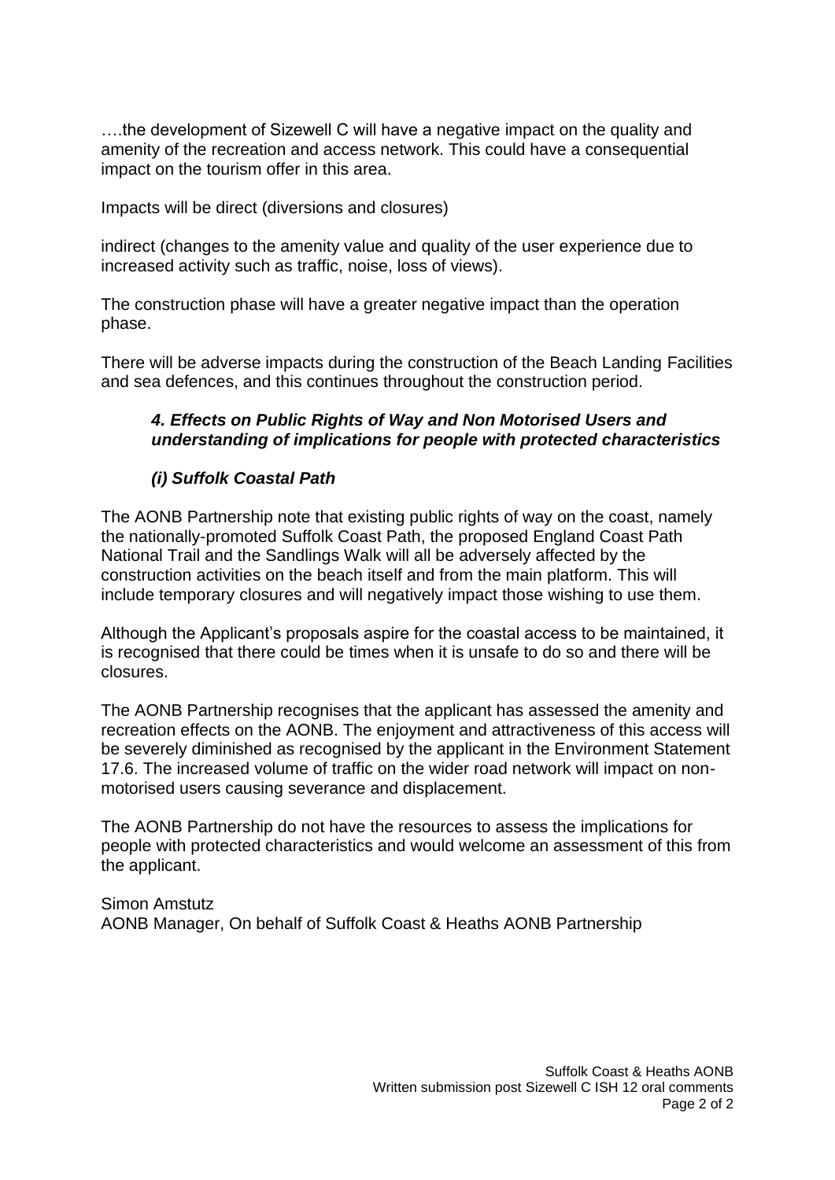….the development of Sizewell C will have a negative impact on the quality and amenity of the recreation and access network. This could have a consequential impact on the tourism offer in this area.

Impacts will be direct (diversions and closures)

indirect (changes to the amenity value and quality of the user experience due to increased activity such as traffic, noise, loss of views).

The construction phase will have a greater negative impact than the operation phase.

There will be adverse impacts during the construction of the Beach Landing Facilities and sea defences, and this continues throughout the construction period.

### *4. Effects on Public Rights of Way and Non Motorised Users and understanding of implications for people with protected characteristics*

#### *(i) Suffolk Coastal Path*

The AONB Partnership note that existing public rights of way on the coast, namely the nationally-promoted Suffolk Coast Path, the proposed England Coast Path National Trail and the Sandlings Walk will all be adversely affected by the construction activities on the beach itself and from the main platform. This will include temporary closures and will negatively impact those wishing to use them.

Although the Applicant's proposals aspire for the coastal access to be maintained, it is recognised that there could be times when it is unsafe to do so and there will be closures.

The AONB Partnership recognises that the applicant has assessed the amenity and recreation effects on the AONB. The enjoyment and attractiveness of this access will be severely diminished as recognised by the applicant in the Environment Statement 17.6. The increased volume of traffic on the wider road network will impact on non-motorised users causing severance and displacement.

The AONB Partnership do not have the resources to assess the implications for people with protected characteristics and would welcome an assessment of this from the applicant.

Simon Amstutz
AONB Manager, On behalf of Suffolk Coast & Heaths AONB Partnership